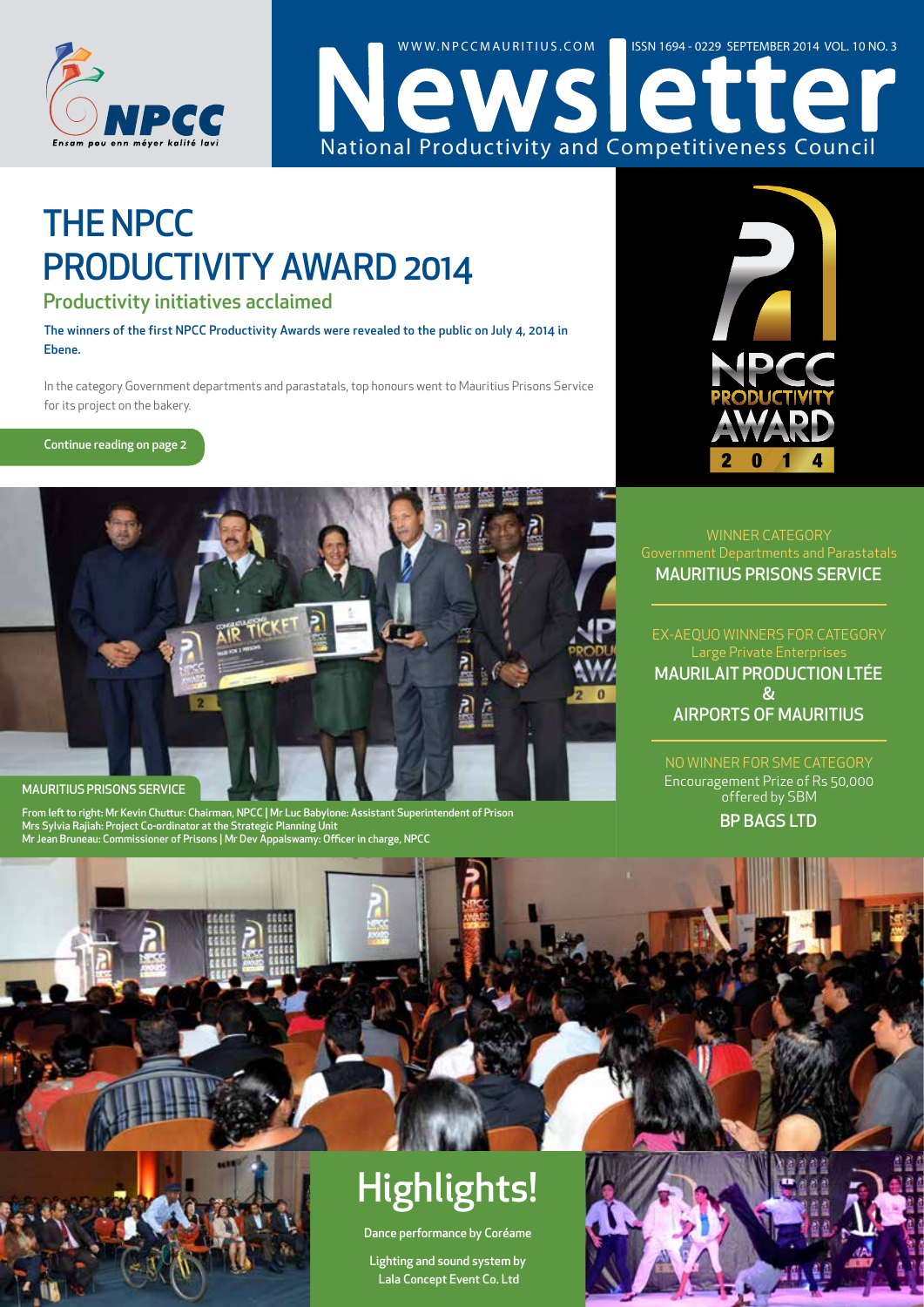# Newsletter

National Productivity and Competitiveness Council

WWW.NPCCMAURITIUS.COM ISSN 1694 - 0229 SEPTEMBER 2014 VOL. 10 NO. 3

NPCC — Ensam pou enn méyer kalité lavi

# THE NPCC PRODUCTIVITY AWARD 2014

## Productivity initiatives acclaimed

**The winners of the first NPCC Productivity Awards were revealed to the public on July 4, 2014 in Ebene.**

In the category Government departments and parastatals, top honours went to Mauritius Prisons Service for its project on the bakery.

Continue reading on page 2

WINNER CATEGORY
Government Departments and Parastatals
**MAURITIUS PRISONS SERVICE**

EX-AEQUO WINNERS FOR CATEGORY
Large Private Enterprises
**MAURILAIT PRODUCTION LTÉE**
**&**
**AIRPORTS OF MAURITIUS**

NO WINNER FOR SME CATEGORY
Encouragement Prize of Rs 50,000 offered by SBM
**BP BAGS LTD**

MAURITIUS PRISONS SERVICE

From left to right: Mr Kevin Chuttur: Chairman, NPCC | Mr Luc Babylone: Assistant Superintendent of Prison
Mrs Sylvia Rajiah: Project Co-ordinator at the Strategic Planning Unit
Mr Jean Bruneau: Commissioner of Prisons | Mr Dev Appalswamy: Officer in charge, NPCC

# Highlights!

Dance performance by Coréame

Lighting and sound system by Lala Concept Event Co. Ltd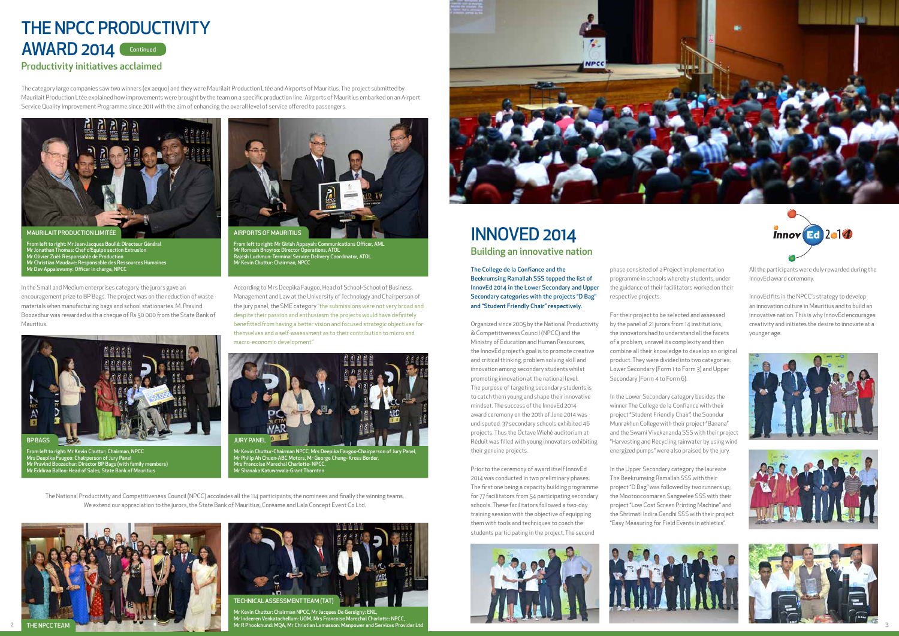# THE NPCC PRODUCTIVITY AWARD 2014

Continued

## Productivity initiatives acclaimed

The category large companies saw two winners (ex aequo) and they were Maurilait Production Ltée and Airports of Mauritius. The project submitted by Maurilait Production Ltée explained how improvements were brought by the team on a specific production line. Airports of Mauritius embarked on an Airport Service Quality Improvement Programme since 2011 with the aim of enhancing the overall level of service offered to passengers.

MAURILAIT PRODUCTION LIMITÉE

From left to right: Mr Jean-Jacques Boullé: Directeur Général
Mr Jonathan Thomas: Chef d'Equipe section Extrusion
Mr Olivier Zuël: Responsable de Production
Mr Christian Maudave: Responsable des Ressources Humaines
Mr Dev Appalswamy: Officer in charge, NPCC

AIRPORTS OF MAURITIUS

From left to right: Mr Girish Appayah: Communications Officer, AML
Mr Romesh Bhoyroo: Director Operations, ATOL
Rajesh Luchmun: Terminal Service Delivery Coordinator, ATOL
Mr Kevin Chuttur: Chairman, NPCC

In the Small and Medium enterprises category, the jurors gave an encouragement prize to BP Bags. The project was on the reduction of waste materials when manufacturing bags and school stationaries. M. Pravind Boozedhur was rewarded with a cheque of Rs 50 000 from the State Bank of Mauritius.

According to Mrs Deepika Faugoo, Head of School-School of Business, Management and Law at the University of Technology and Chairperson of the jury panel, the SME category "the submissions were not very broad and despite their passion and enthusiasm the projects would have definitely benefitted from having a better vision and focused strategic objectives for themselves and a self-assessment as to their contribution to micro and macro-economic development."

BP BAGS

From left to right: Mr Kevin Chuttur: Chairman, NPCC
Mrs Deepika Faugoo: Chairperson of Jury Panel
Mr Pravind Boozedhur: Director BP Bags (with family members)
Mr Eddirao Balloo: Head of Sales, State Bank of Mauritius

JURY PANEL

Mr Kevin Chuttur-Chairman NPCC, Mrs Deepika Faugoo-Chairperson of Jury Panel,
Mr Philip Ah Chuen-ABC Motors, Mr George Chung- Kross Border,
Mrs Francoise Marechal Charlotte- NPCC,
Mr Shanaka Katuwawala-Grant Thornton

The National Productivity and Competitiveness Council (NPCC) accolades all the 114 participants, the nominees and finally the winning teams. We extend our appreciation to the jurors, the State Bank of Mauritius, Coréame and Lala Concept Event Co Ltd.

THE NPCC TEAM

TECHNICAL ASSESSMENT TEAM (TAT)

Mr Kevin Chuttur: Chairman NPCC, Mr Jacques De Gersigny: ENL,
Mr Indeeren Venkatachellum: UOM, Mrs Francoise Marechal Charlotte: NPCC,
Mr R Phoolchund: MQA, Mr Christian Lemasson: Manpower and Services Provider Ltd

# INNOVED 2014

## Building an innovative nation

**The College de la Confiance and the Beekrumsing Ramallah SSS topped the list of InnovEd 2014 in the Lower Secondary and Upper Secondary categories with the projects "D Bag" and "Student Friendly Chair" respectively.**

Organized since 2005 by the National Productivity & Competitiveness Council (NPCC) and the Ministry of Education and Human Resources, the InnovEd project's goal is to promote creative and critical thinking, problem solving skill and innovation among secondary students whilst promoting innovation at the national level. The purpose of targeting secondary students is to catch them young and shape their innovative mindset. The success of the InnovEd 2014 award ceremony on the 20th of June 2014 was undisputed. 37 secondary schools exhibited 46 projects. Thus the Octave Wiehé auditorium at Réduit was filled with young innovators exhibiting their genuine projects.

Prior to the ceremony of award itself InnovEd 2014 was conducted in two preliminary phases: The first one being a capacity building programme for 77 facilitators from 54 participating secondary schools. These facilitators followed a two-day training session with the objective of equipping them with tools and techniques to coach the students participating in the project. The second phase consisted of a Project implementation programme in schools whereby students, under the guidance of their facilitators worked on their respective projects.

For their project to be selected and assessed by the panel of 21 jurors from 14 institutions, the innovators had to understand all the facets of a problem, unravel its complexity and then combine all their knowledge to develop an original product. They were divided into two categories: Lower Secondary (Form 1 to Form 3) and Upper Secondary (Form 4 to Form 6).

In the Lower Secondary category besides the winner The College de la Confiance with their project "Student Friendly Chair", the Soondur Munrakhun College with their project "Banana" and the Swami Vivekananda SSS with their project "Harvesting and Recycling rainwater by using wind energized pumps" were also praised by the jury.

In the Upper Secondary category the laureate The Beekrumsing Ramallah SSS with their project "D.Bag" was followed by two runners up; the Mootoocoomaren Sangeelee SSS with their project "Low Cost Screen Printing Machine" and the Shrimati Indira Gandhi SSS with their project "Easy Measuring for Field Events in athletics".

All the participants were duly rewarded during the InnovEd award ceremony.

InnovEd fits in the NPCC's strategy to develop an innovation culture in Mauritius and to build an innovative nation. This is why InnovEd encourages creativity and initiates the desire to innovate at a younger age.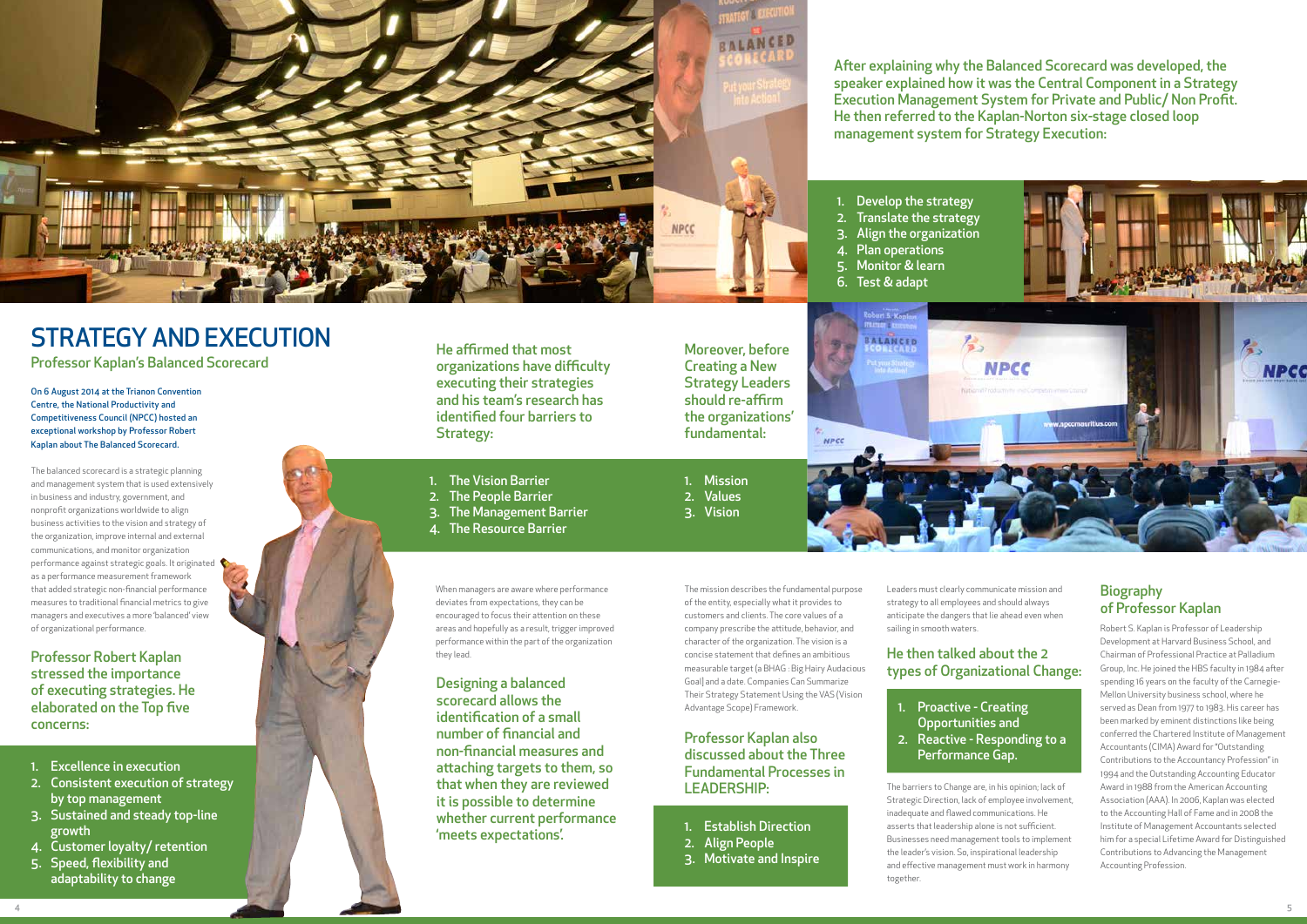# STRATEGY AND EXECUTION

## Professor Kaplan's Balanced Scorecard

On 6 August 2014 at the Trianon Convention Centre, the National Productivity and Competitiveness Council (NPCC) hosted an exceptional workshop by Professor Robert Kaplan about The Balanced Scorecard.

The balanced scorecard is a strategic planning and management system that is used extensively in business and industry, government, and nonprofit organizations worldwide to align business activities to the vision and strategy of the organization, improve internal and external communications, and monitor organization performance against strategic goals. It originated as a performance measurement framework that added strategic non-financial performance measures to traditional financial metrics to give managers and executives a more 'balanced' view of organizational performance.

### Professor Robert Kaplan stressed the importance of executing strategies. He elaborated on the Top five concerns:

1. Excellence in execution
2. Consistent execution of strategy by top management
3. Sustained and steady top-line growth
4. Customer loyalty/ retention
5. Speed, flexibility and adaptability to change

### He affirmed that most organizations have difficulty executing their strategies and his team's research has identified four barriers to Strategy:

1. The Vision Barrier
2. The People Barrier
3. The Management Barrier
4. The Resource Barrier

When managers are aware where performance deviates from expectations, they can be encouraged to focus their attention on these areas and hopefully as a result, trigger improved performance within the part of the organization they lead.

### Designing a balanced scorecard allows the identification of a small number of financial and non-financial measures and attaching targets to them, so that when they are reviewed it is possible to determine whether current performance 'meets expectations'.

### Moreover, before Creating a New Strategy Leaders should re-affirm the organizations' fundamental:

1. Mission
2. Values
3. Vision

The mission describes the fundamental purpose of the entity, especially what it provides to customers and clients. The core values of a company prescribe the attitude, behavior, and character of the organization. The vision is a concise statement that defines an ambitious measurable target (a BHAG : Big Hairy Audacious Goal) and a date. Companies Can Summarize Their Strategy Statement Using the VAS (Vision Advantage Scope) Framework.

### Professor Kaplan also discussed about the Three Fundamental Processes in LEADERSHIP:

1. Establish Direction
2. Align People
3. Motivate and Inspire

### After explaining why the Balanced Scorecard was developed, the speaker explained how it was the Central Component in a Strategy Execution Management System for Private and Public/ Non Profit. He then referred to the Kaplan-Norton six-stage closed loop management system for Strategy Execution:

1. Develop the strategy
2. Translate the strategy
3. Align the organization
4. Plan operations
5. Monitor & learn
6. Test & adapt

Leaders must clearly communicate mission and strategy to all employees and should always anticipate the dangers that lie ahead even when sailing in smooth waters.

### He then talked about the 2 types of Organizational Change:

1. Proactive - Creating Opportunities and
2. Reactive - Responding to a Performance Gap.

The barriers to Change are, in his opinion; lack of Strategic Direction, lack of employee involvement, inadequate and flawed communications. He asserts that leadership alone is not sufficient. Businesses need management tools to implement the leader's vision. So, inspirational leadership and effective management must work in harmony together.

## Biography of Professor Kaplan

Robert S. Kaplan is Professor of Leadership Development at Harvard Business School, and Chairman of Professional Practice at Palladium Group, Inc. He joined the HBS faculty in 1984 after spending 16 years on the faculty of the Carnegie-Mellon University business school, where he served as Dean from 1977 to 1983. His career has been marked by eminent distinctions like being conferred the Chartered Institute of Management Accountants (CIMA) Award for "Outstanding Contributions to the Accountancy Profession" in 1994 and the Outstanding Accounting Educator Award in 1988 from the American Accounting Association (AAA). In 2006, Kaplan was elected to the Accounting Hall of Fame and in 2008 the Institute of Management Accountants selected him for a special Lifetime Award for Distinguished Contributions to Advancing the Management Accounting Profession.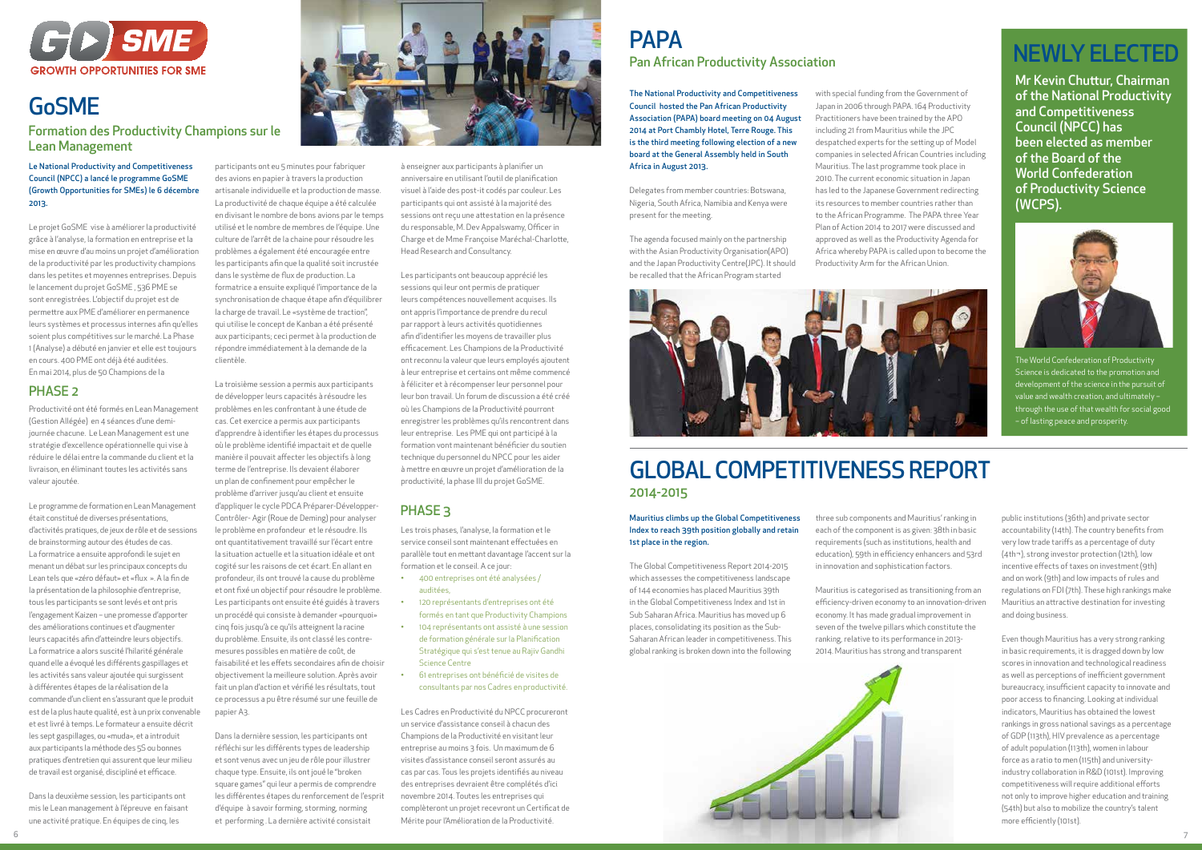# GoSME

GROWTH OPPORTUNITIES FOR SME

## Formation des Productivity Champions sur le Lean Management

**Le National Productivity and Competitiveness Council (NPCC) a lancé le programme GoSME (Growth Opportunities for SMEs) le 6 décembre 2013.**

Le projet GoSME vise à améliorer la productivité grâce à l'analyse, la formation en entreprise et la mise en œuvre d'au moins un projet d'amélioration de la productivité par les productivity champions dans les petites et moyennes entreprises. Depuis le lancement du projet GoSME , 536 PME se sont enregistrées. L'objectif du projet est de permettre aux PME d'améliorer en permanence leurs systèmes et processus internes afin qu'elles soient plus compétitives sur le marché. La Phase 1 (Analyse) a débuté en janvier et elle est toujours en cours. 400 PME ont déjà été auditées. En mai 2014, plus de 50 Champions de la

### PHASE 2

Productivité ont été formés en Lean Management (Gestion Allégée) en 4 séances d'une demi-journée chacune. Le Lean Management est une stratégie d'excellence opérationnelle qui vise à réduire le délai entre la commande du client et la livraison, en éliminant toutes les activités sans valeur ajoutée.

Le programme de formation en Lean Management était constitué de diverses présentations, d'activités pratiques, de jeux de rôle et de sessions de brainstorming autour des études de cas. La formatrice a ensuite approfondi le sujet en menant un débat sur les principaux concepts du Lean tels que «zéro défaut» et «flux ». A la fin de la présentation de la philosophie d'entreprise, tous les participants se sont levés et ont pris l'engagement Kaizen – une promesse d'apporter des améliorations continues et d'augmenter leurs capacités afin d'atteindre leurs objectifs. La formatrice a alors suscité l'hilarité générale quand elle a évoqué les différents gaspillages et les activités sans valeur ajoutée qui surgissent à différentes étapes de la réalisation de la commande d'un client en s'assurant que le produit est de la plus haute qualité, est à un prix convenable et est livré à temps. Le formateur a ensuite décrit les sept gaspillages, ou «muda», et a introduit aux participants la méthode des 5S ou bonnes pratiques d'entretien qui assurent que leur milieu de travail est organisé, discipliné et efficace.

Dans la deuxième session, les participants ont mis le Lean management à l'épreuve en faisant une activité pratique. En équipes de cinq, les participants ont eu 5 minutes pour fabriquer des avions en papier à travers la production artisanale individuelle et la production de masse. La productivité de chaque équipe a été calculée en divisant le nombre de bons avions par le temps utilisé et le nombre de membres de l'équipe. Une culture de l'arrêt de la chaine pour résoudre les problèmes a également été encouragée entre les participants afin que la qualité soit incrustée dans le système de flux de production. La formatrice a ensuite expliqué l'importance de la synchronisation de chaque étape afin d'équilibrer la charge de travail. Le «système de traction", qui utilise le concept de Kanban a été présenté aux participants; ceci permet à la production de répondre immédiatement à la demande de la clientèle.

La troisième session a permis aux participants de développer leurs capacités à résoudre les problèmes en les confrontant à une étude de cas. Cet exercice a permis aux participants d'apprendre à identifier les étapes du processus où le problème identifié impactait et de quelle manière il pouvait affecter les objectifs à long terme de l'entreprise. Ils devaient élaborer un plan de confinement pour empêcher le problème d'arriver jusqu'au client et ensuite d'appliquer le cycle PDCA Préparer-Développer-Contrôler- Agir (Roue de Deming) pour analyser le problème en profondeur et le résoudre. Ils ont quantitativement travaillé sur l'écart entre la situation actuelle et la situation idéale et ont cogité sur les raisons de cet écart. En allant en profondeur, ils ont trouvé la cause du problème et ont fixé un objectif pour résoudre le problème. Les participants ont ensuite été guidés à travers un procédé qui consiste à demander «pourquoi» cinq fois jusqu'à ce qu'ils atteignent la racine du problème. Ensuite, ils ont classé les contre-mesures possibles en matière de coût, de faisabilité et les effets secondaires afin de choisir objectivement la meilleure solution. Après avoir fait un plan d'action et vérifié les résultats, tout ce processus a pu être résumé sur une feuille de papier A3.

Dans la dernière session, les participants ont réfléchi sur les différents types de leadership et sont venus avec un jeu de rôle pour illustrer chaque type. Ensuite, ils ont joué le "broken square games" qui leur a permis de comprendre les différentes étapes du renforcement de l'esprit d'équipe à savoir forming, storming, norming et performing . La dernière activité consistait à enseigner aux participants à planifier un anniversaire en utilisant l'outil de planification visuel à l'aide des post-it codés par couleur. Les participants qui ont assisté à la majorité des sessions ont reçu une attestation en la présence du responsable, M. Dev Appalswamy, Officer in Charge et de Mme Françoise Maréchal-Charlotte, Head Research and Consultancy.

Les participants ont beaucoup apprécié les sessions qui leur ont permis de pratiquer leurs compétences nouvellement acquises. Ils ont appris l'importance de prendre du recul par rapport à leurs activités quotidiennes afin d'identifier les moyens de travailler plus efficacement. Les Champions de la Productivité ont reconnu la valeur que leurs employés ajoutent à leur entreprise et certains ont même commencé à féliciter et à récompenser leur personnel pour leur bon travail. Un forum de discussion a été créé où les Champions de la Productivité pourront enregistrer les problèmes qu'ils rencontrent dans leur entreprise. Les PME qui ont participé à la formation vont maintenant bénéficier du soutien technique du personnel du NPCC pour les aider à mettre en œuvre un projet d'amélioration de la productivité, la phase III du projet GoSME.

### PHASE 3

Les trois phases, l'analyse, la formation et le service conseil sont maintenant effectuées en parallèle tout en mettant davantage l'accent sur la formation et le conseil. A ce jour:

- 400 entreprises ont été analysées / auditées,
- 120 représentants d'entreprises ont été formés en tant que Productivity Champions
- 104 représentants ont assisté à une session de formation générale sur la Planification Stratégique qui s'est tenue au Rajiv Gandhi Science Centre
- 61 entreprises ont bénéficié de visites de consultants par nos Cadres en productivité.

Les Cadres en Productivité du NPCC procureront un service d'assistance conseil à chacun des Champions de la Productivité en visitant leur entreprise au moins 3 fois. Un maximum de 6 visites d'assistance conseil seront assurés au cas par cas. Tous les projets identifiés au niveau des entreprises devraient être complétés d'ici novembre 2014. Toutes les entreprises qui complèteront un projet recevront un Certificat de Mérite pour l'Amélioration de la Productivité.

# PAPA

## Pan African Productivity Association

**The National Productivity and Competitiveness Council hosted the Pan African Productivity Association (PAPA) board meeting on 04 August 2014 at Port Chambly Hotel, Terre Rouge. This is the third meeting following election of a new board at the General Assembly held in South Africa in August 2013.**

Delegates from member countries: Botswana, Nigeria, South Africa, Namibia and Kenya were present for the meeting.

The agenda focused mainly on the partnership with the Asian Productivity Organisation(APO) and the Japan Productivity Centre(JPC). It should be recalled that the African Program started with special funding from the Government of Japan in 2006 through PAPA. 164 Productivity Practitioners have been trained by the APO including 21 from Mauritius while the JPC despatched experts for the setting up of Model companies in selected African Countries including Mauritius. The last programme took place in 2010. The current economic situation in Japan has led to the Japanese Government redirecting its resources to member countries rather than to the African Programme. The PAPA three Year Plan of Action 2014 to 2017 were discussed and approved as well as the Productivity Agenda for Africa whereby PAPA is called upon to become the Productivity Arm for the African Union.

# NEWLY ELECTED

**Mr Kevin Chuttur, Chairman of the National Productivity and Competitiveness Council (NPCC) has been elected as member of the Board of the World Confederation of Productivity Science (WCPS).**

The World Confederation of Productivity Science is dedicated to the promotion and development of the science in the pursuit of value and wealth creation, and ultimately – through the use of that wealth for social good – of lasting peace and prosperity.

# GLOBAL COMPETITIVENESS REPORT

## 2014-2015

**Mauritius climbs up the Global Competitiveness Index to reach 39th position globally and retain 1st place in the region.**

The Global Competitiveness Report 2014-2015 which assesses the competitiveness landscape of 144 economies has placed Mauritius 39th in the Global Competitiveness Index and 1st in Sub Saharan Africa. Mauritius has moved up 6 places, consolidating its position as the Sub-Saharan African leader in competitiveness. This global ranking is broken down into the following three sub components and Mauritius' ranking in each of the component is as given: 38th in basic requirements (such as institutions, health and education), 59th in efficiency enhancers and 53rd in innovation and sophistication factors.

Mauritius is categorised as transitioning from an efficiency-driven economy to an innovation-driven economy. It has made gradual improvement in seven of the twelve pillars which constitute the ranking, relative to its performance in 2013-2014. Mauritius has strong and transparent public institutions (36th) and private sector accountability (14th). The country benefits from very low trade tariffs as a percentage of duty (4th¬), strong investor protection (12th), low incentive effects of taxes on investment (9th) and on work (9th) and low impacts of rules and regulations on FDI (7th). These high rankings make Mauritius an attractive destination for investing and doing business.

Even though Mauritius has a very strong ranking in basic requirements, it is dragged down by low scores in innovation and technological readiness as well as perceptions of inefficient government bureaucracy, insufficient capacity to innovate and poor access to financing. Looking at individual indicators, Mauritius has obtained the lowest rankings in gross national savings as a percentage of GDP (113th), HIV prevalence as a percentage of adult population (113th), women in labour force as a ratio to men (115th) and university-industry collaboration in R&D (101st). Improving competitiveness will require additional efforts not only to improve higher education and training (54th) but also to mobilize the country's talent more efficiently (101st).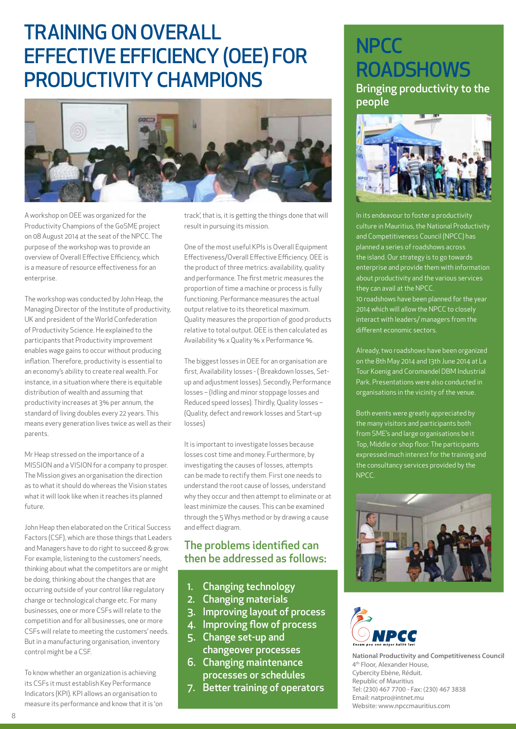# TRAINING ON OVERALL EFFECTIVE EFFICIENCY (OEE) FOR PRODUCTIVITY CHAMPIONS

A workshop on OEE was organized for the Productivity Champions of the GoSME project on 08 August 2014 at the seat of the NPCC. The purpose of the workshop was to provide an overview of Overall Effective Efficiency, which is a measure of resource effectiveness for an enterprise.

The workshop was conducted by John Heap, the Managing Director of the Institute of productivity, UK and president of the World Confederation of Productivity Science. He explained to the participants that Productivity improvement enables wage gains to occur without producing inflation. Therefore, productivity is essential to an economy's ability to create real wealth. For instance, in a situation where there is equitable distribution of wealth and assuming that productivity increases at 3% per annum, the standard of living doubles every 22 years. This means every generation lives twice as well as their parents.

Mr Heap stressed on the importance of a MISSION and a VISION for a company to prosper. The Mission gives an organisation the direction as to what it should do whereas the Vision states what it will look like when it reaches its planned future.

John Heap then elaborated on the Critical Success Factors (CSF), which are those things that Leaders and Managers have to do right to succeed & grow. For example, listening to the customers' needs, thinking about what the competitors are or might be doing, thinking about the changes that are occurring outside of your control like regulatory change or technological change etc. For many businesses, one or more CSFs will relate to the competition and for all businesses, one or more CSFs will relate to meeting the customers' needs. But in a manufacturing organisation, inventory control might be a CSF.

To know whether an organization is achieving its CSFs it must establish Key Performance Indicators (KPI). KPI allows an organisation to measure its performance and know that it is 'on track', that is, it is getting the things done that will result in pursuing its mission.

One of the most useful KPIs is Overall Equipment Effectiveness/Overall Effective Efficiency. OEE is the product of three metrics: availability, quality and performance. The first metric measures the proportion of time a machine or process is fully functioning. Performance measures the actual output relative to its theoretical maximum. Quality measures the proportion of good products relative to total output. OEE is then calculated as Availability % x Quality % x Performance %.

The biggest losses in OEE for an organisation are first, Availability losses - ( Breakdown losses, Set-up and adjustment losses). Secondly, Performance losses – (Idling and minor stoppage losses and Reduced speed losses). Thirdly, Quality losses – (Quality, defect and rework losses and Start-up losses)

It is important to investigate losses because losses cost time and money. Furthermore, by investigating the causes of losses, attempts can be made to rectify them. First one needs to understand the root cause of losses, understand why they occur and then attempt to eliminate or at least minimize the causes. This can be examined through the 5 Whys method or by drawing a cause and effect diagram.

## The problems identified can then be addressed as follows:

1. Changing technology
2. Changing materials
3. Improving layout of process
4. Improving flow of process
5. Change set-up and changeover processes
6. Changing maintenance processes or schedules
7. Better training of operators

# NPCC ROADSHOWS

## Bringing productivity to the people

In its endeavour to foster a productivity culture in Mauritius, the National Productivity and Competitiveness Council (NPCC) has planned a series of roadshows across the island. Our strategy is to go towards enterprise and provide them with information about productivity and the various services they can avail at the NPCC.
10 roadshows have been planned for the year 2014 which will allow the NPCC to closely interact with leaders/ managers from the different economic sectors.

Already, two roadshows have been organized on the 8th May 2014 and 13th June 2014 at La Tour Koenig and Coromandel DBM Industrial Park. Presentations were also conducted in organisations in the vicinity of the venue.

Both events were greatly appreciated by the many visitors and participants both from SME's and large organisations be it Top, Middle or shop floor. The participants expressed much interest for the training and the consultancy services provided by the NPCC.

NPCC
*Ensam pou enn meyer kalité lavi*

**National Productivity and Competitiveness Council**
4th Floor, Alexander House,
Cybercity Ebène, Réduit.
Republic of Mauritius
Tel: (230) 467 7700 - Fax: (230) 467 3838
Email: natpro@intnet.mu
Website: www.npccmauritius.com